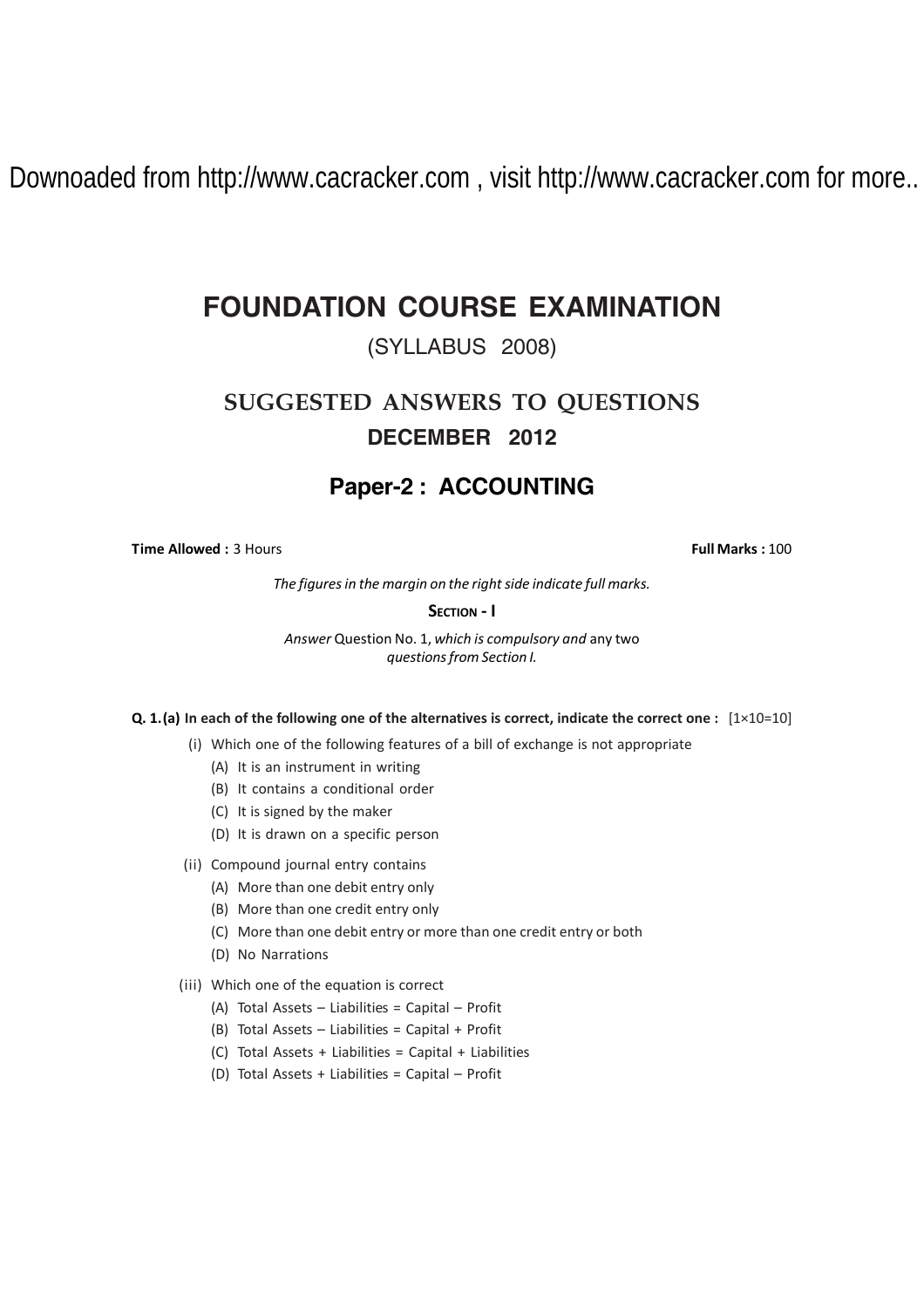Downoaded from http://www.cacracker.com , visit http://www.cacracker.com for more..

# FOUNDATION COURSE EXAMINATION

(SYLLABUS 2008)

## SUGGESTED ANSWERS TO QUESTIONS

## DECEMBER 2012

## Paper-2 : ACCOUNTING

**Time Allowed :** 3 Hours **Full Marks :** 100

*The figures in the margin on the right side indicate full marks.*

**SECTION - I**

*Answer* Question No. 1, *which is compulsory and* any two *questions from Section I.*

**Q. 1. (a) In each of the following one of the alternatives is correct, indicate the correct one :** [1×10=10]

(i) Which one of the following features of a bill of exchange is not appropriate

(A) It is an instrument in writing

(B) It contains a conditional order

(C) It is signed by the maker

(D) It is drawn on a specific person

(ii) Compound journal entry contains

(A) More than one debit entry only

(B) More than one credit entry only

(C) More than one debit entry or more than one credit entry or both

(D) No Narrations

(iii) Which one of the equation is correct

(A) Total Assets – Liabilities = Capital – Profit

(B) Total Assets – Liabilities = Capital + Profit

(C) Total Assets + Liabilities = Capital + Liabilities

(D) Total Assets + Liabilities = Capital – Profit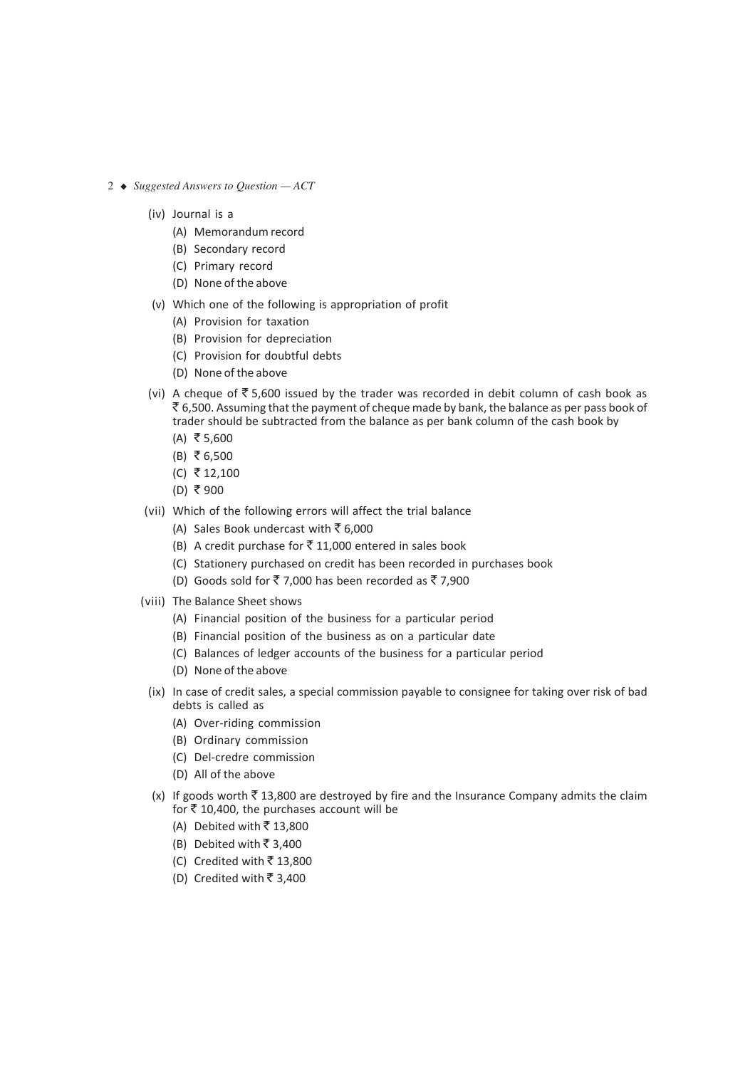(iv) Journal is a

(A) Memorandum record

(B) Secondary record

(C) Primary record

(D) None of the above

(v) Which one of the following is appropriation of profit

(A) Provision for taxation

(B) Provision for depreciation

(C) Provision for doubtful debts

(D) None of the above

(vi) A cheque of ₹ 5,600 issued by the trader was recorded in debit column of cash book as ₹ 6,500. Assuming that the payment of cheque made by bank, the balance as per pass book of trader should be subtracted from the balance as per bank column of the cash book by

(A) ₹ 5,600

(B) ₹ 6,500

(C) ₹ 12,100

(D) ₹ 900

(vii) Which of the following errors will affect the trial balance

(A) Sales Book undercast with ₹ 6,000

(B) A credit purchase for ₹ 11,000 entered in sales book

(C) Stationery purchased on credit has been recorded in purchases book

(D) Goods sold for ₹ 7,000 has been recorded as ₹ 7,900

(viii) The Balance Sheet shows

(A) Financial position of the business for a particular period

(B) Financial position of the business as on a particular date

(C) Balances of ledger accounts of the business for a particular period

(D) None of the above

(ix) In case of credit sales, a special commission payable to consignee for taking over risk of bad debts is called as

(A) Over-riding commission

(B) Ordinary commission

(C) Del-credre commission

(D) All of the above

(x) If goods worth ₹ 13,800 are destroyed by fire and the Insurance Company admits the claim for ₹ 10,400, the purchases account will be

(A) Debited with ₹ 13,800

(B) Debited with ₹ 3,400

(C) Credited with ₹ 13,800

(D) Credited with ₹ 3,400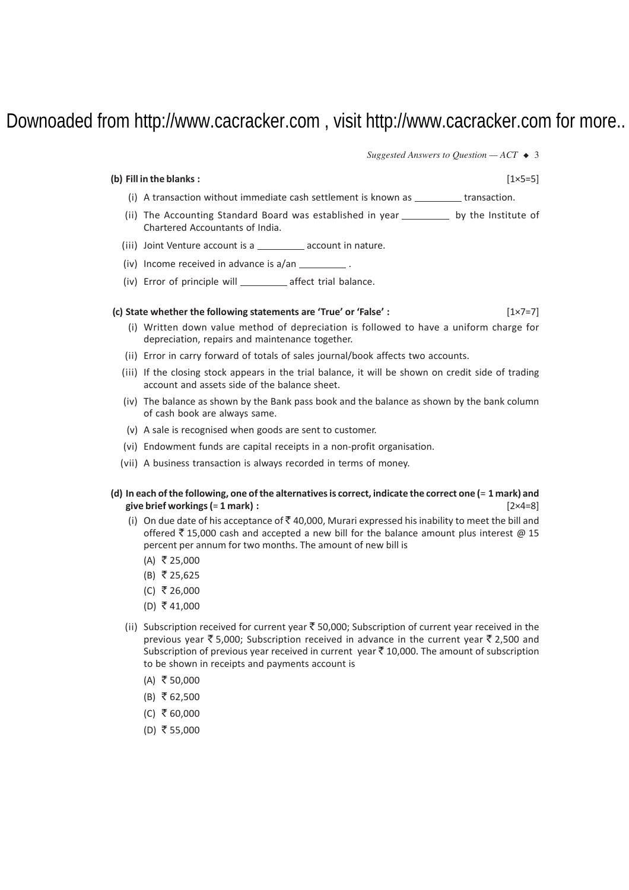**(b) Fill in the blanks :** [1×5=5]

(i) A transaction without immediate cash settlement is known as _________ transaction.

(ii) The Accounting Standard Board was established in year _________ by the Institute of Chartered Accountants of India.

(iii) Joint Venture account is a _________ account in nature.

(iv) Income received in advance is a/an _________ .

(iv) Error of principle will _________ affect trial balance.

**(c) State whether the following statements are 'True' or 'False' :** [1×7=7]

(i) Written down value method of depreciation is followed to have a uniform charge for depreciation, repairs and maintenance together.

(ii) Error in carry forward of totals of sales journal/book affects two accounts.

(iii) If the closing stock appears in the trial balance, it will be shown on credit side of trading account and assets side of the balance sheet.

(iv) The balance as shown by the Bank pass book and the balance as shown by the bank column of cash book are always same.

(v) A sale is recognised when goods are sent to customer.

(vi) Endowment funds are capital receipts in a non-profit organisation.

(vii) A business transaction is always recorded in terms of money.

**(d) In each of the following, one of the alternatives is correct, indicate the correct one (= 1 mark) and give brief workings (= 1 mark) :** [2×4=8]

(i) On due date of his acceptance of ₹ 40,000, Murari expressed his inability to meet the bill and offered ₹ 15,000 cash and accepted a new bill for the balance amount plus interest @ 15 percent per annum for two months. The amount of new bill is

(A) ₹ 25,000

(B) ₹ 25,625

(C) ₹ 26,000

(D) ₹ 41,000

(ii) Subscription received for current year ₹ 50,000; Subscription of current year received in the previous year ₹ 5,000; Subscription received in advance in the current year ₹ 2,500 and Subscription of previous year received in current year ₹ 10,000. The amount of subscription to be shown in receipts and payments account is

(A) ₹ 50,000

(B) ₹ 62,500

(C) ₹ 60,000

(D) ₹ 55,000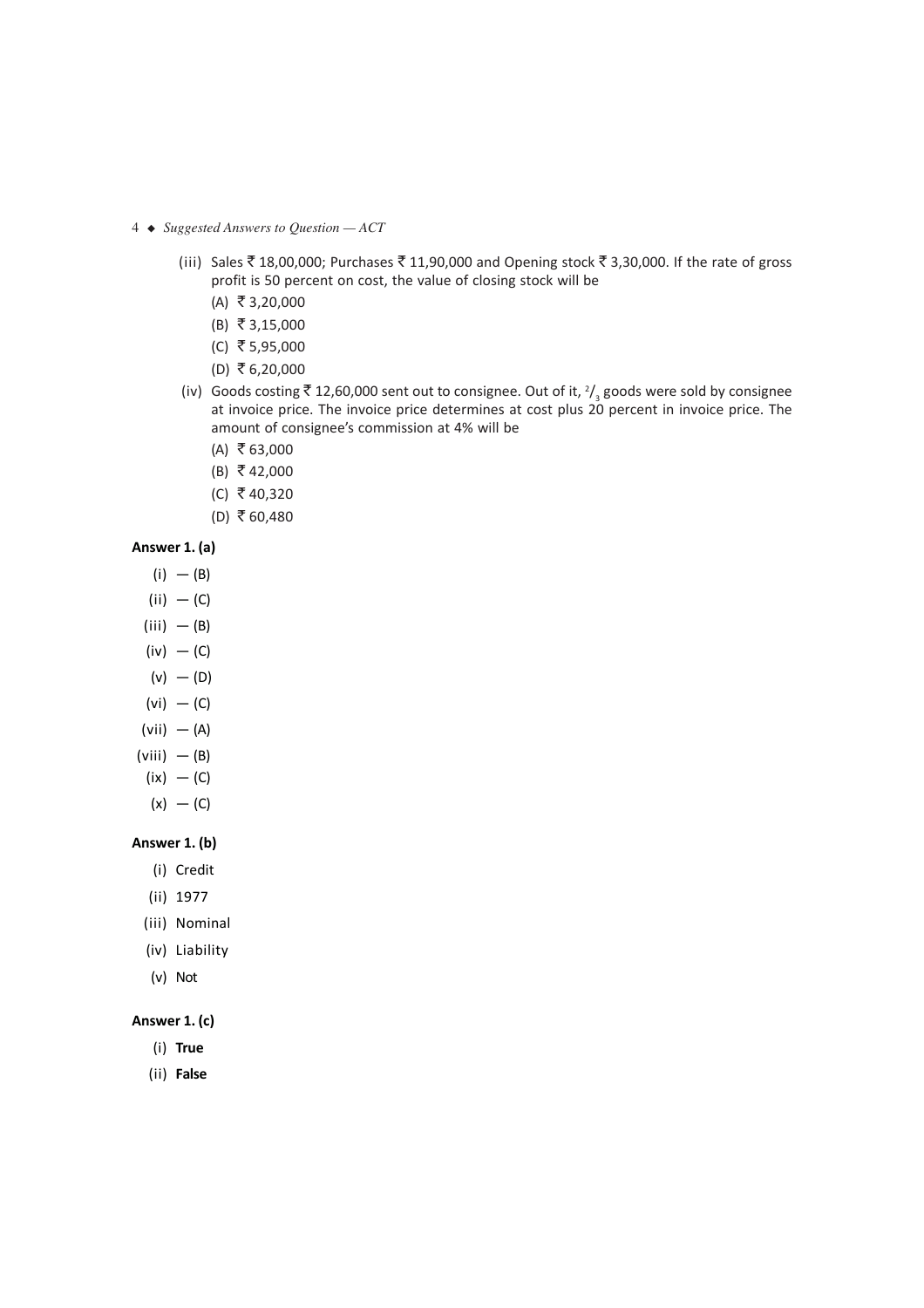(iii) Sales ₹ 18,00,000; Purchases ₹ 11,90,000 and Opening stock ₹ 3,30,000. If the rate of gross profit is 50 percent on cost, the value of closing stock will be

- (A) ₹ 3,20,000
- (B) ₹ 3,15,000
- (C) ₹ 5,95,000
- (D) ₹ 6,20,000

(iv) Goods costing ₹ 12,60,000 sent out to consignee. Out of it, $^2/_3$ goods were sold by consignee at invoice price. The invoice price determines at cost plus 20 percent in invoice price. The amount of consignee's commission at 4% will be

- (A) ₹ 63,000
- (B) ₹ 42,000
- (C) ₹ 40,320
- (D) ₹ 60,480

**Answer 1. (a)**

- (i) — (B)
- (ii) — (C)
- (iii) — (B)
- (iv) — (C)
- (v) — (D)
- (vi) — (C)
- (vii) — (A)
- (viii) — (B)
- (ix) — (C)
- (x) — (C)

**Answer 1. (b)**

- (i) Credit
- (ii) 1977
- (iii) Nominal
- (iv) Liability
- (v) Not

**Answer 1. (c)**

- (i) **True**
- (ii) **False**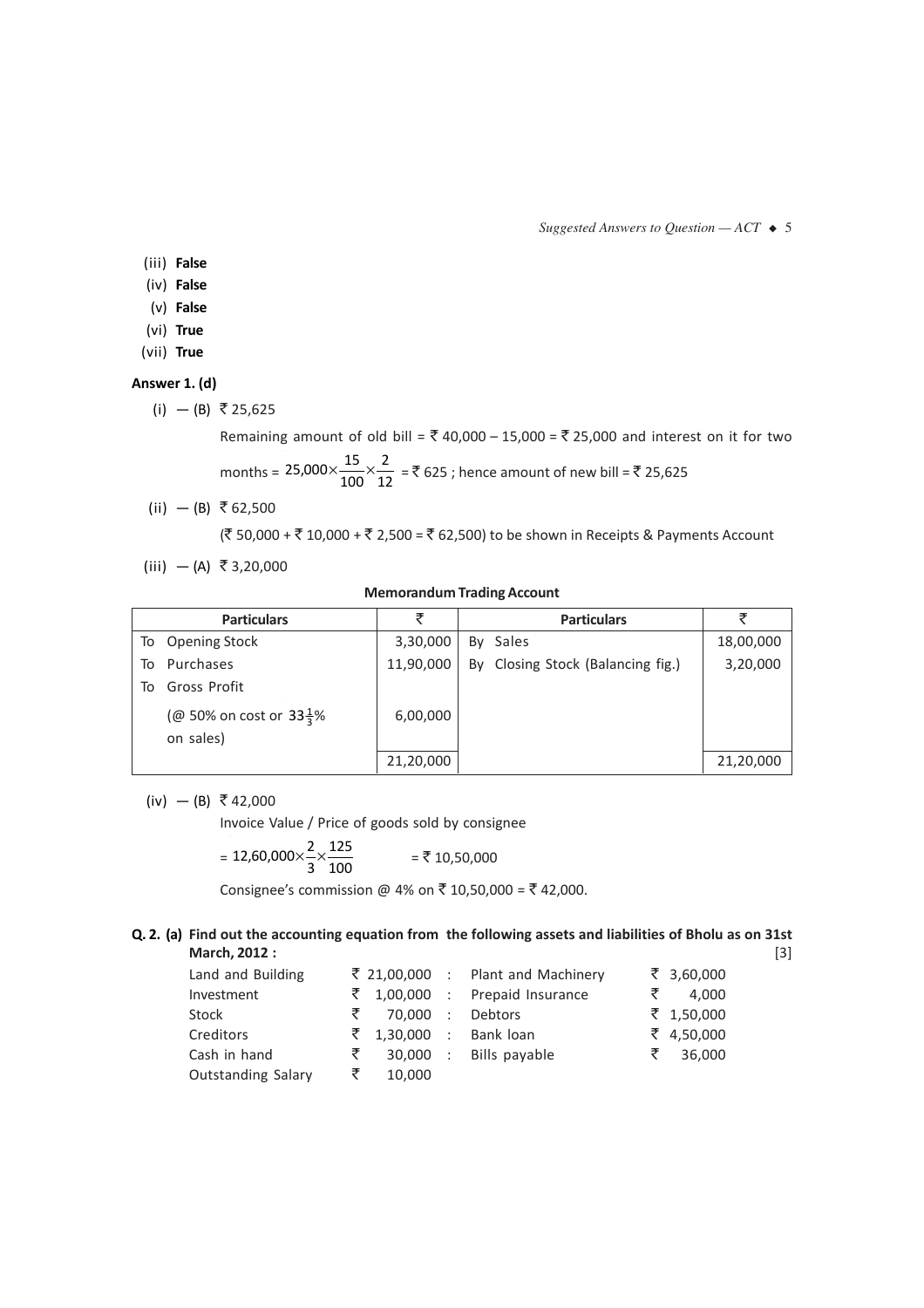(iii) **False**

(iv) **False**

(v) **False**

(vi) **True**

(vii) **True**

**Answer 1. (d)**

(i) — (B) ₹ 25,625

Remaining amount of old bill = ₹ 40,000 – 15,000 = ₹ 25,000 and interest on it for two months = $25{,}000 \times \frac{15}{100} \times \frac{2}{12}$ = ₹ 625 ; hence amount of new bill = ₹ 25,625

(ii) — (B) ₹ 62,500

(₹ 50,000 + ₹ 10,000 + ₹ 2,500 = ₹ 62,500) to be shown in Receipts & Payments Account

(iii) — (A) ₹ 3,20,000

**Memorandum Trading Account**

| Particulars | ₹ | Particulars | ₹ |
|---|---|---|---|
| To Opening Stock | 3,30,000 | By Sales | 18,00,000 |
| To Purchases | 11,90,000 | By Closing Stock (Balancing fig.) | 3,20,000 |
| To Gross Profit | | | |
| (@ 50% on cost or $33\frac{1}{3}$% on sales) | 6,00,000 | | |
| | 21,20,000 | | 21,20,000 |

(iv) — (B) ₹ 42,000

Invoice Value / Price of goods sold by consignee

= $12{,}60{,}000 \times \frac{2}{3} \times \frac{125}{100}$ = ₹ 10,50,000

Consignee's commission @ 4% on ₹ 10,50,000 = ₹ 42,000.

**Q. 2. (a) Find out the accounting equation from the following assets and liabilities of Bholu as on 31st March, 2012 :** [3]

| | | | | |
|---|---|---|---|---|
| Land and Building | ₹ 21,00,000 | : | Plant and Machinery | ₹ 3,60,000 |
| Investment | ₹ 1,00,000 | : | Prepaid Insurance | ₹ 4,000 |
| Stock | ₹ 70,000 | : | Debtors | ₹ 1,50,000 |
| Creditors | ₹ 1,30,000 | : | Bank loan | ₹ 4,50,000 |
| Cash in hand | ₹ 30,000 | : | Bills payable | ₹ 36,000 |
| Outstanding Salary | ₹ 10,000 | | | |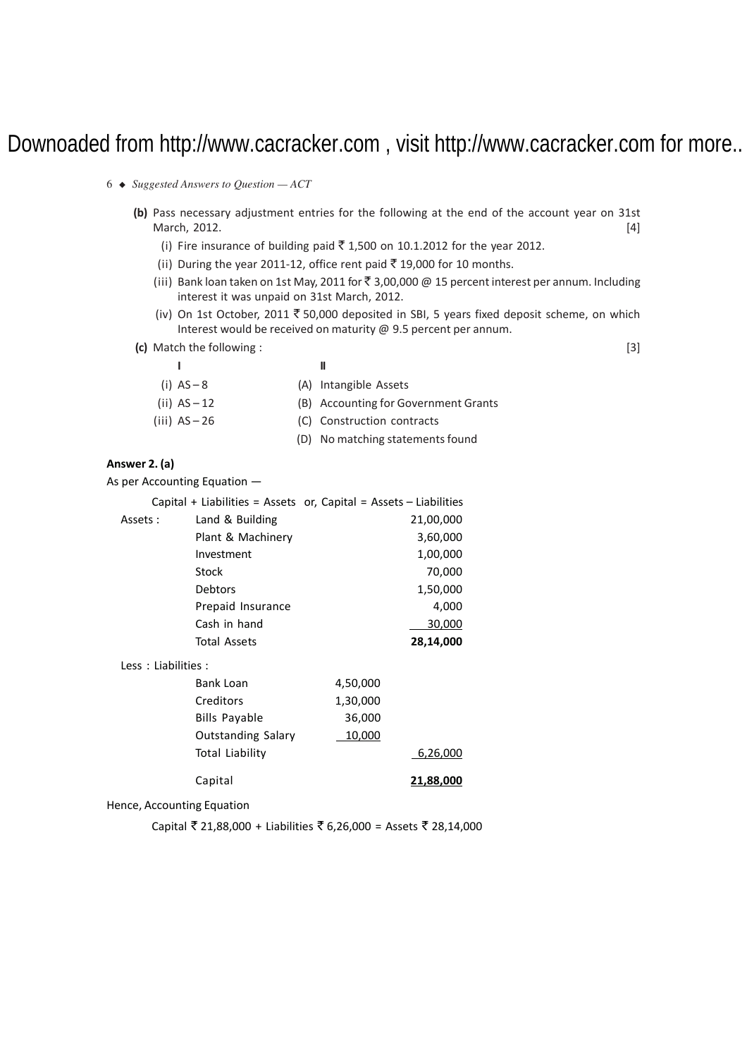**(b)** Pass necessary adjustment entries for the following at the end of the account year on 31st March, 2012. [4]

(i) Fire insurance of building paid ₹ 1,500 on 10.1.2012 for the year 2012.

(ii) During the year 2011-12, office rent paid ₹ 19,000 for 10 months.

(iii) Bank loan taken on 1st May, 2011 for ₹ 3,00,000 @ 15 percent interest per annum. Including interest it was unpaid on 31st March, 2012.

(iv) On 1st October, 2011 ₹ 50,000 deposited in SBI, 5 years fixed deposit scheme, on which Interest would be received on maturity @ 9.5 percent per annum.

**(c)** Match the following : [3]

| I | II |
|---|---|
| (i) AS – 8 | (A) Intangible Assets |
| (ii) AS – 12 | (B) Accounting for Government Grants |
| (iii) AS – 26 | (C) Construction contracts |
| | (D) No matching statements found |

**Answer 2. (a)**

As per Accounting Equation —

Capital + Liabilities = Assets or, Capital = Assets – Liabilities

| | | | |
|---|---|---|---|
| Assets : | Land & Building | | 21,00,000 |
| | Plant & Machinery | | 3,60,000 |
| | Investment | | 1,00,000 |
| | Stock | | 70,000 |
| | Debtors | | 1,50,000 |
| | Prepaid Insurance | | 4,000 |
| | Cash in hand | | 30,000 |
| | Total Assets | | **28,14,000** |
| Less : Liabilities : | | | |
| | Bank Loan | 4,50,000 | |
| | Creditors | 1,30,000 | |
| | Bills Payable | 36,000 | |
| | Outstanding Salary | 10,000 | |
| | Total Liability | | 6,26,000 |
| | Capital | | **21,88,000** |

Hence, Accounting Equation

Capital ₹ 21,88,000 + Liabilities ₹ 6,26,000 = Assets ₹ 28,14,000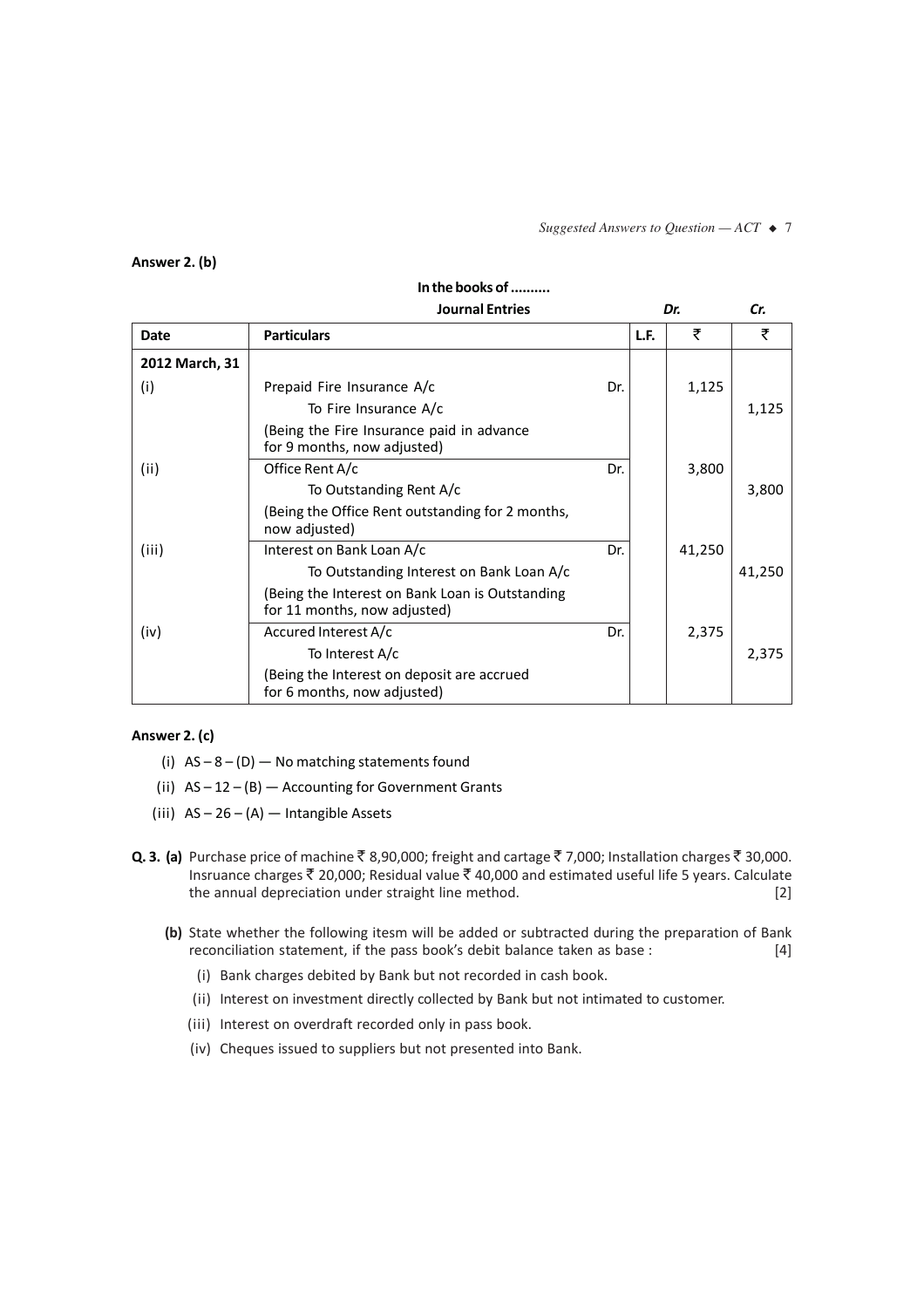**Answer 2. (b)**

**In the books of ..........**

**Journal Entries**

| Date | Particulars | | L.F. | Dr. ₹ | Cr. ₹ |
|---|---|---|---|---|---|
| **2012 March, 31** | | | | | |
| (i) | Prepaid Fire Insurance A/c | Dr. | | 1,125 | |
| | To Fire Insurance A/c | | | | 1,125 |
| | (Being the Fire Insurance paid in advance for 9 months, now adjusted) | | | | |
| (ii) | Office Rent A/c | Dr. | | 3,800 | |
| | To Outstanding Rent A/c | | | | 3,800 |
| | (Being the Office Rent outstanding for 2 months, now adjusted) | | | | |
| (iii) | Interest on Bank Loan A/c | Dr. | | 41,250 | |
| | To Outstanding Interest on Bank Loan A/c | | | | 41,250 |
| | (Being the Interest on Bank Loan is Outstanding for 11 months, now adjusted) | | | | |
| (iv) | Accured Interest A/c | Dr. | | 2,375 | |
| | To Interest A/c | | | | 2,375 |
| | (Being the Interest on deposit are accrued for 6 months, now adjusted) | | | | |

**Answer 2. (c)**

(i) AS – 8 – (D) — No matching statements found

(ii) AS – 12 – (B) — Accounting for Government Grants

(iii) AS – 26 – (A) — Intangible Assets

**Q. 3. (a)** Purchase price of machine ₹ 8,90,000; freight and cartage ₹ 7,000; Installation charges ₹ 30,000. Insruance charges ₹ 20,000; Residual value ₹ 40,000 and estimated useful life 5 years. Calculate the annual depreciation under straight line method. [2]

**(b)** State whether the following itesm will be added or subtracted during the preparation of Bank reconciliation statement, if the pass book's debit balance taken as base : [4]

(i) Bank charges debited by Bank but not recorded in cash book.

(ii) Interest on investment directly collected by Bank but not intimated to customer.

(iii) Interest on overdraft recorded only in pass book.

(iv) Cheques issued to suppliers but not presented into Bank.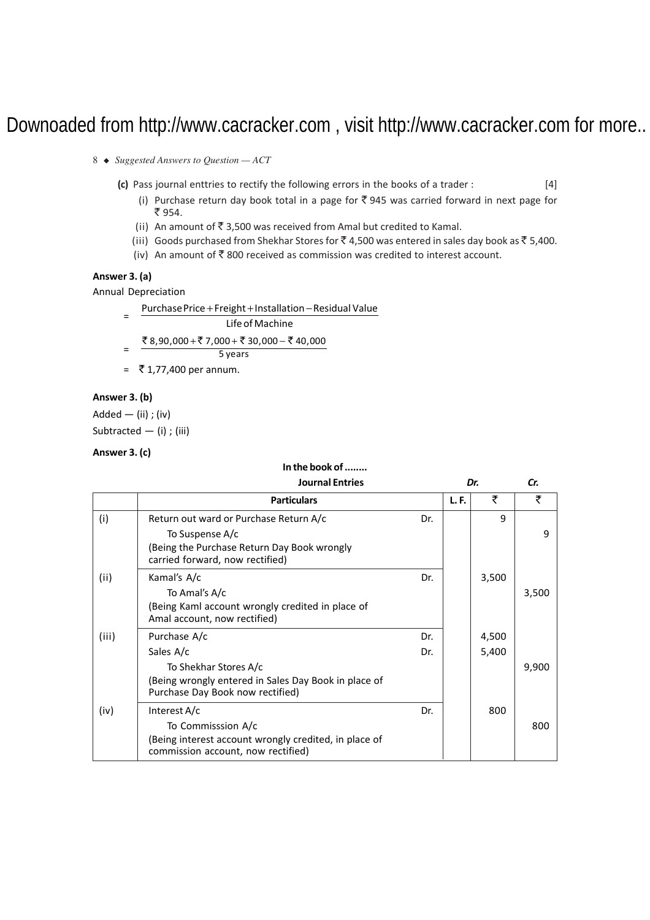**(c)** Pass journal enttries to rectify the following errors in the books of a trader : [4]

(i) Purchase return day book total in a page for ₹ 945 was carried forward in next page for ₹ 954.

(ii) An amount of ₹ 3,500 was received from Amal but credited to Kamal.

(iii) Goods purchased from Shekhar Stores for ₹ 4,500 was entered in sales day book as ₹ 5,400.

(iv) An amount of ₹ 800 received as commission was credited to interest account.

**Answer 3. (a)**

Annual Depreciation

$$= \frac{\text{Purchase Price} + \text{Freight} + \text{Installation} - \text{Residual Value}}{\text{Life of Machine}}$$

$$= \frac{₹\,8{,}90{,}000 + ₹\,7{,}000 + ₹\,30{,}000 - ₹\,40{,}000}{5 \text{ years}}$$

= ₹ 1,77,400 per annum.

**Answer 3. (b)**

Added — (ii) ; (iv)

Subtracted — (i) ; (iii)

**Answer 3. (c)**

**In the book of ........**

**Journal Entries**

| | Particulars | | L. F. | Dr. ₹ | Cr. ₹ |
|---|---|---|---|---|---|
| (i) | Return out ward or Purchase Return A/c | Dr. | | 9 | |
| | To Suspense A/c | | | | 9 |
| | (Being the Purchase Return Day Book wrongly carried forward, now rectified) | | | | |
| (ii) | Kamal's A/c | Dr. | | 3,500 | |
| | To Amal's A/c | | | | 3,500 |
| | (Being Kaml account wrongly credited in place of Amal account, now rectified) | | | | |
| (iii) | Purchase A/c | Dr. | | 4,500 | |
| | Sales A/c | Dr. | | 5,400 | |
| | To Shekhar Stores A/c | | | | 9,900 |
| | (Being wrongly entered in Sales Day Book in place of Purchase Day Book now rectified) | | | | |
| (iv) | Interest A/c | Dr. | | 800 | |
| | To Commisssion A/c | | | | 800 |
| | (Being interest account wrongly credited, in place of commission account, now rectified) | | | | |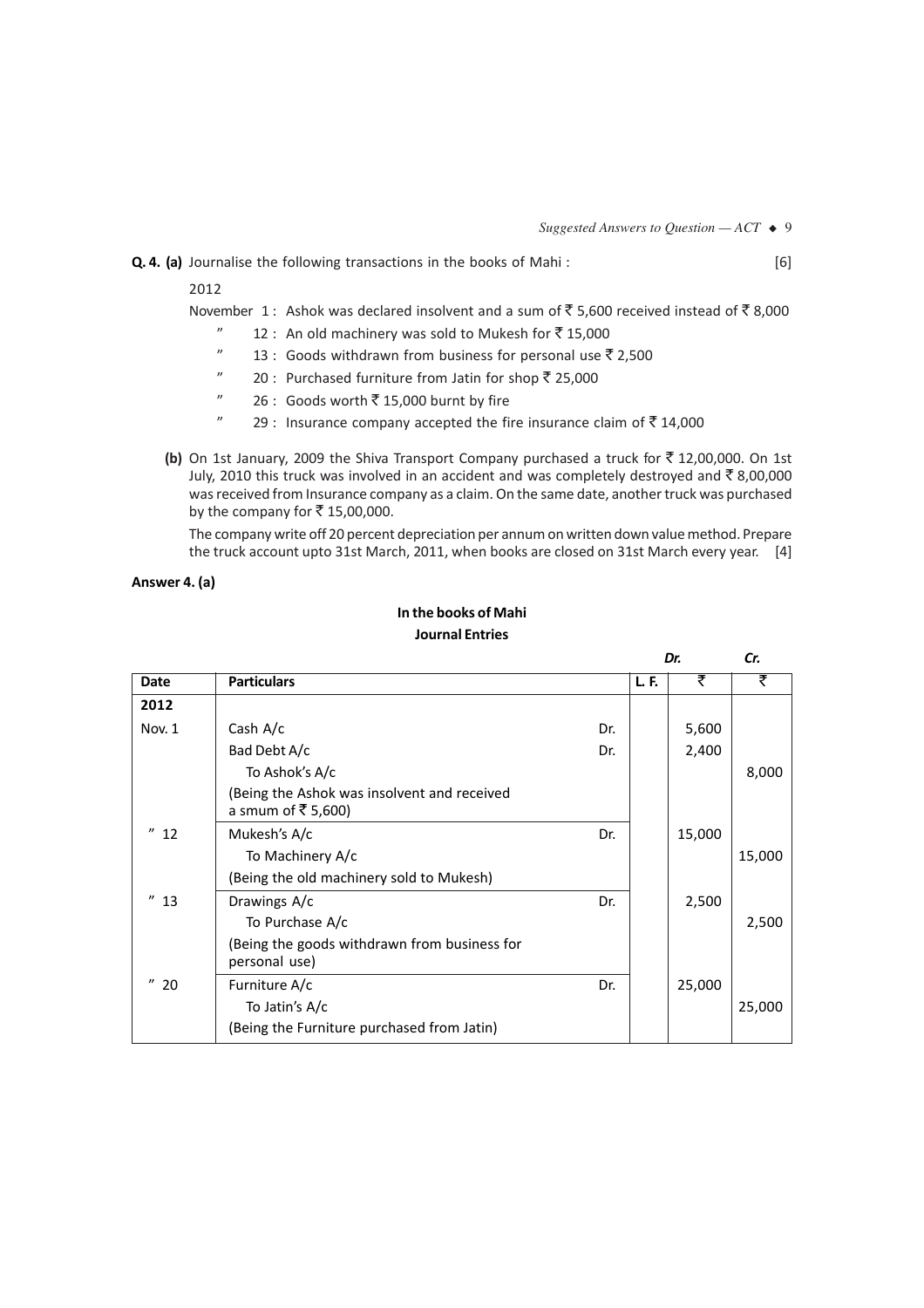**Q. 4. (a)** Journalise the following transactions in the books of Mahi : [6]

2012

November 1 : Ashok was declared insolvent and a sum of ₹ 5,600 received instead of ₹ 8,000

" 12 : An old machinery was sold to Mukesh for ₹ 15,000

" 13 : Goods withdrawn from business for personal use ₹ 2,500

" 20 : Purchased furniture from Jatin for shop ₹ 25,000

" 26 : Goods worth ₹ 15,000 burnt by fire

" 29 : Insurance company accepted the fire insurance claim of ₹ 14,000

**(b)** On 1st January, 2009 the Shiva Transport Company purchased a truck for ₹ 12,00,000. On 1st July, 2010 this truck was involved in an accident and was completely destroyed and ₹ 8,00,000 was received from Insurance company as a claim. On the same date, another truck was purchased by the company for ₹ 15,00,000.

The company write off 20 percent depreciation per annum on written down value method. Prepare the truck account upto 31st March, 2011, when books are closed on 31st March every year. [4]

**Answer 4. (a)**

**In the books of Mahi**
**Journal Entries**

| Date | Particulars | | L. F. | Dr. ₹ | Cr. ₹ |
|---|---|---|---|---|---|
| **2012** | | | | | |
| Nov. 1 | Cash A/c | Dr. | | 5,600 | |
| | Bad Debt A/c | Dr. | | 2,400 | |
| | To Ashok's A/c | | | | 8,000 |
| | (Being the Ashok was insolvent and received a smum of ₹ 5,600) | | | | |
| " 12 | Mukesh's A/c | Dr. | | 15,000 | |
| | To Machinery A/c | | | | 15,000 |
| | (Being the old machinery sold to Mukesh) | | | | |
| " 13 | Drawings A/c | Dr. | | 2,500 | |
| | To Purchase A/c | | | | 2,500 |
| | (Being the goods withdrawn from business for personal use) | | | | |
| " 20 | Furniture A/c | Dr. | | 25,000 | |
| | To Jatin's A/c | | | | 25,000 |
| | (Being the Furniture purchased from Jatin) | | | | |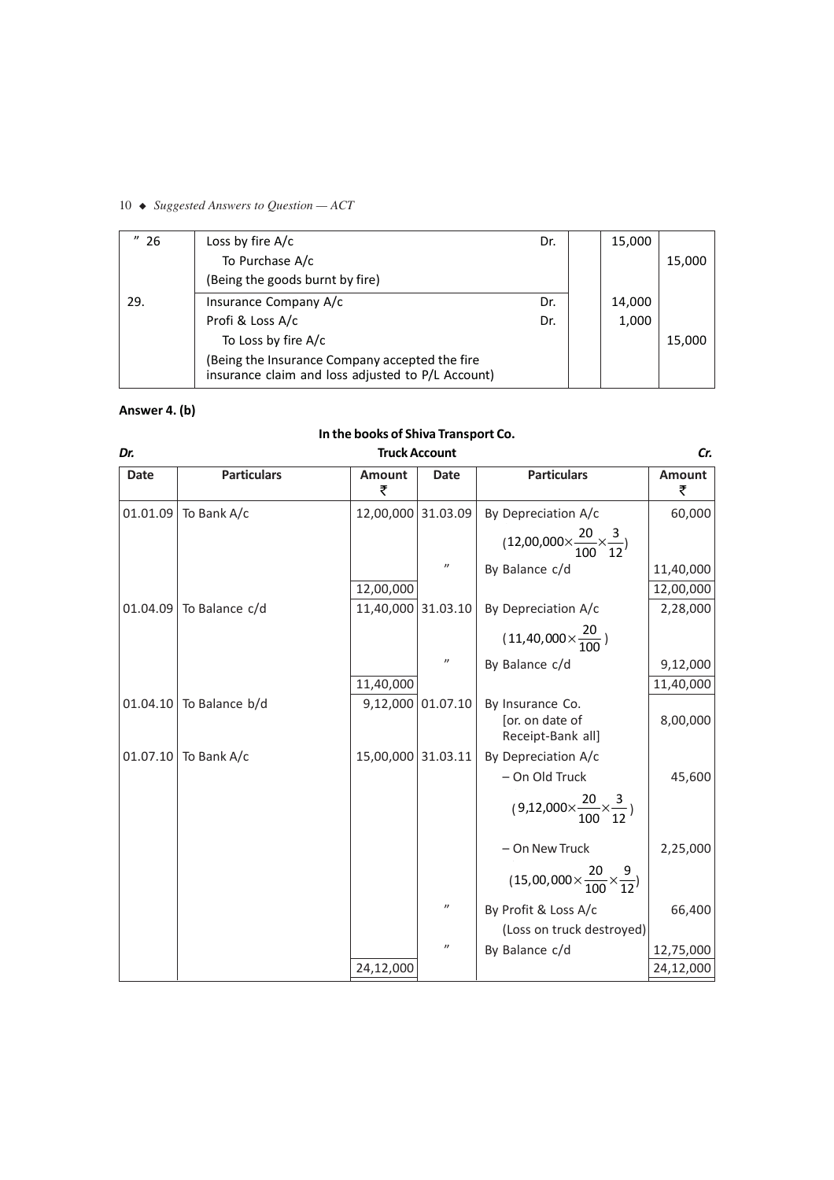| " 26 | Loss by fire A/c Dr. | | 15,000 | |
|---|---|---|---|---|
| | To Purchase A/c | | | 15,000 |
| | (Being the goods burnt by fire) | | | |
| 29. | Insurance Company A/c Dr. | | 14,000 | |
| | Profi & Loss A/c Dr. | | 1,000 | |
| | To Loss by fire A/c | | | 15,000 |
| | (Being the Insurance Company accepted the fire insurance claim and loss adjusted to P/L Account) | | | |

**Answer 4. (b)**

**In the books of Shiva Transport Co.**

***Dr.*** **Truck Account** ***Cr.***

| Date | Particulars | Amount ₹ | Date | Particulars | Amount ₹ |
|---|---|---|---|---|---|
| 01.01.09 | To Bank A/c | 12,00,000 | 31.03.09 | By Depreciation A/c $(12{,}00{,}000 \times \frac{20}{100} \times \frac{3}{12})$ | 60,000 |
| | | | " | By Balance c/d | 11,40,000 |
| | | 12,00,000 | | | 12,00,000 |
| 01.04.09 | To Balance c/d | 11,40,000 | 31.03.10 | By Depreciation A/c $(11{,}40{,}000 \times \frac{20}{100})$ | 2,28,000 |
| | | | " | By Balance c/d | 9,12,000 |
| | | 11,40,000 | | | 11,40,000 |
| 01.04.10 | To Balance b/d | 9,12,000 | 01.07.10 | By Insurance Co. [or. on date of Receipt-Bank all] | 8,00,000 |
| 01.07.10 | To Bank A/c | 15,00,000 | 31.03.11 | By Depreciation A/c | |
| | | | | – On Old Truck $(9{,}12{,}000 \times \frac{20}{100} \times \frac{3}{12})$ | 45,600 |
| | | | | – On New Truck $(15{,}00{,}000 \times \frac{20}{100} \times \frac{9}{12})$ | 2,25,000 |
| | | | " | By Profit & Loss A/c (Loss on truck destroyed) | 66,400 |
| | | | " | By Balance c/d | 12,75,000 |
| | | 24,12,000 | | | 24,12,000 |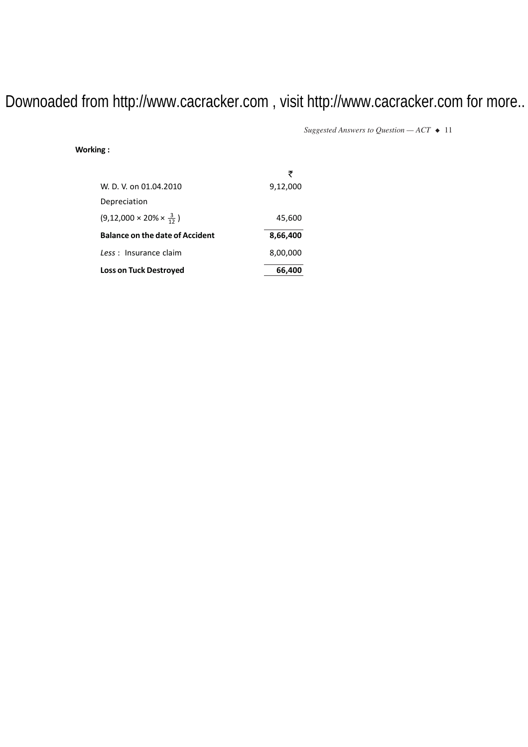**Working :**

| | ₹ |
|---|---|
| W. D. V. on 01.04.2010 | 9,12,000 |
| Depreciation | |
| (9,12,000 × 20% × $\frac{3}{12}$ ) | 45,600 |
| **Balance on the date of Accident** | **8,66,400** |
| *Less* : Insurance claim | 8,00,000 |
| **Loss on Tuck Destroyed** | **66,400** |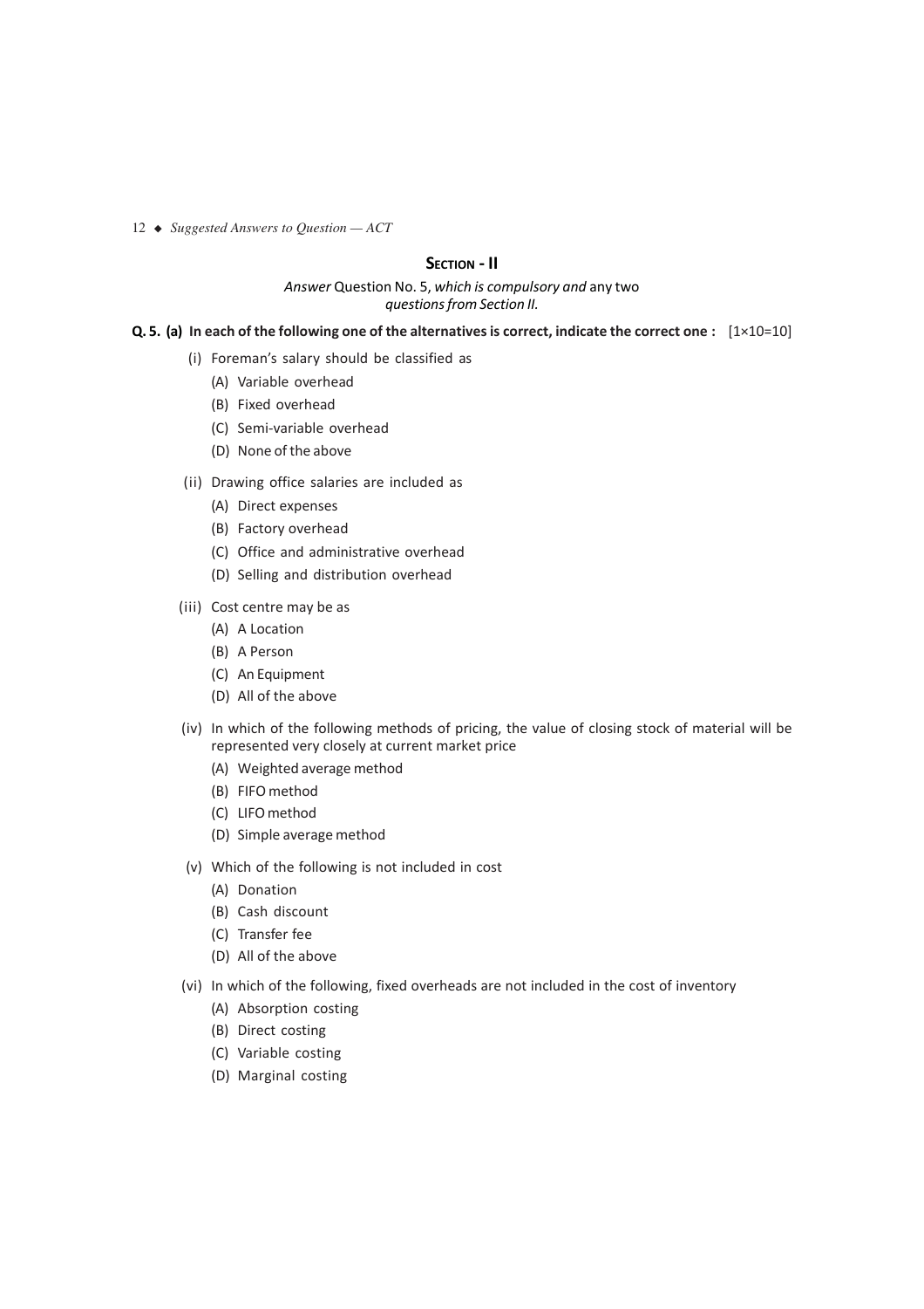## Section - II

*Answer* Question No. 5, *which is compulsory and* any two *questions from Section II.*

**Q. 5. (a) In each of the following one of the alternatives is correct, indicate the correct one :** [1×10=10]

(i) Foreman's salary should be classified as

- (A) Variable overhead
- (B) Fixed overhead
- (C) Semi-variable overhead
- (D) None of the above

(ii) Drawing office salaries are included as

- (A) Direct expenses
- (B) Factory overhead
- (C) Office and administrative overhead
- (D) Selling and distribution overhead

(iii) Cost centre may be as

- (A) A Location
- (B) A Person
- (C) An Equipment
- (D) All of the above

(iv) In which of the following methods of pricing, the value of closing stock of material will be represented very closely at current market price

- (A) Weighted average method
- (B) FIFO method
- (C) LIFO method
- (D) Simple average method

(v) Which of the following is not included in cost

- (A) Donation
- (B) Cash discount
- (C) Transfer fee
- (D) All of the above

(vi) In which of the following, fixed overheads are not included in the cost of inventory

- (A) Absorption costing
- (B) Direct costing
- (C) Variable costing
- (D) Marginal costing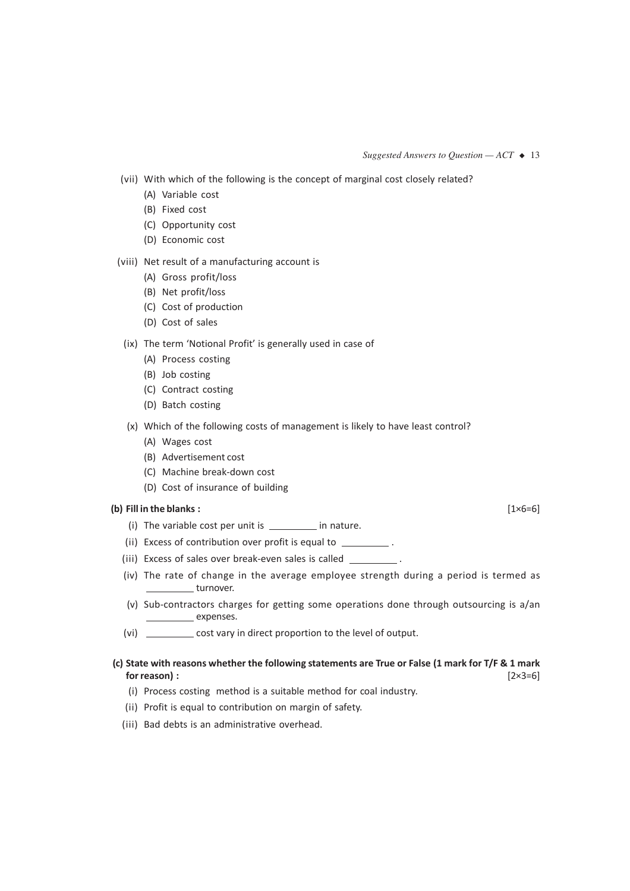(vii) With which of the following is the concept of marginal cost closely related?

(A) Variable cost

(B) Fixed cost

(C) Opportunity cost

(D) Economic cost

(viii) Net result of a manufacturing account is

(A) Gross profit/loss

(B) Net profit/loss

(C) Cost of production

(D) Cost of sales

(ix) The term 'Notional Profit' is generally used in case of

(A) Process costing

(B) Job costing

(C) Contract costing

(D) Batch costing

(x) Which of the following costs of management is likely to have least control?

(A) Wages cost

(B) Advertisement cost

(C) Machine break-down cost

(D) Cost of insurance of building

**(b) Fill in the blanks :** [1×6=6]

(i) The variable cost per unit is _________ in nature.

(ii) Excess of contribution over profit is equal to _________ .

(iii) Excess of sales over break-even sales is called _________ .

(iv) The rate of change in the average employee strength during a period is termed as _________ turnover.

(v) Sub-contractors charges for getting some operations done through outsourcing is a/an _________ expenses.

(vi) _________ cost vary in direct proportion to the level of output.

**(c) State with reasons whether the following statements are True or False (1 mark for T/F & 1 mark for reason) :** [2×3=6]

(i) Process costing method is a suitable method for coal industry.

(ii) Profit is equal to contribution on margin of safety.

(iii) Bad debts is an administrative overhead.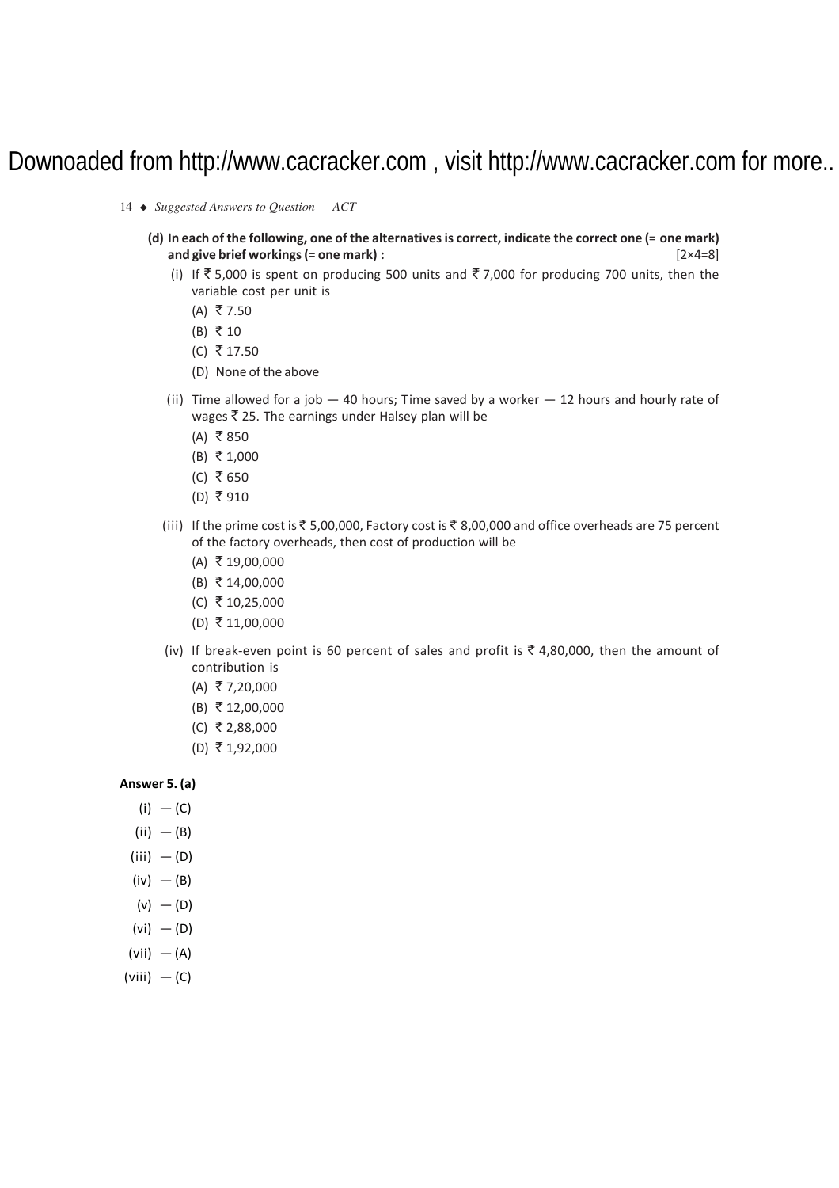**(d) In each of the following, one of the alternatives is correct, indicate the correct one (= one mark) and give brief workings (= one mark) :** [2×4=8]

(i) If ₹ 5,000 is spent on producing 500 units and ₹ 7,000 for producing 700 units, then the variable cost per unit is

(A) ₹ 7.50

(B) ₹ 10

(C) ₹ 17.50

(D) None of the above

(ii) Time allowed for a job — 40 hours; Time saved by a worker — 12 hours and hourly rate of wages ₹ 25. The earnings under Halsey plan will be

(A) ₹ 850

(B) ₹ 1,000

(C) ₹ 650

(D) ₹ 910

(iii) If the prime cost is ₹ 5,00,000, Factory cost is ₹ 8,00,000 and office overheads are 75 percent of the factory overheads, then cost of production will be

(A) ₹ 19,00,000

(B) ₹ 14,00,000

(C) ₹ 10,25,000

(D) ₹ 11,00,000

(iv) If break-even point is 60 percent of sales and profit is ₹ 4,80,000, then the amount of contribution is

(A) ₹ 7,20,000

(B) ₹ 12,00,000

(C) ₹ 2,88,000

(D) ₹ 1,92,000

**Answer 5. (a)**

(i) — (C)

(ii) — (B)

(iii) — (D)

(iv) — (B)

(v) — (D)

(vi) — (D)

(vii) — (A)

(viii) — (C)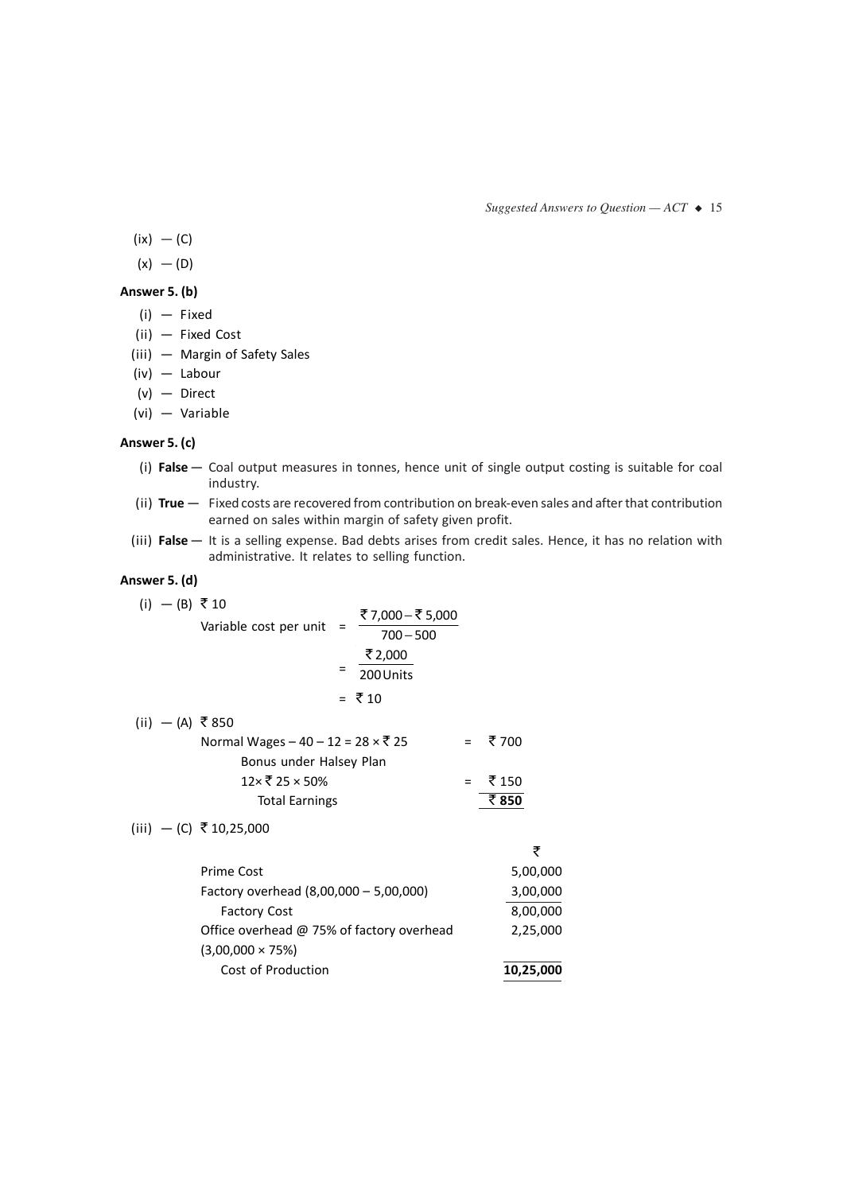(ix) — (C)

(x) — (D)

**Answer 5. (b)**

(i) — Fixed

(ii) — Fixed Cost

(iii) — Margin of Safety Sales

(iv) — Labour

(v) — Direct

(vi) — Variable

**Answer 5. (c)**

(i) **False** — Coal output measures in tonnes, hence unit of single output costing is suitable for coal industry.

(ii) **True** — Fixed costs are recovered from contribution on break-even sales and after that contribution earned on sales within margin of safety given profit.

(iii) **False** — It is a selling expense. Bad debts arises from credit sales. Hence, it has no relation with administrative. It relates to selling function.

**Answer 5. (d)**

(i) — (B) ₹ 10

$$\text{Variable cost per unit} = \frac{₹\,7{,}000 - ₹\,5{,}000}{700 - 500} = \frac{₹\,2{,}000}{200\text{ Units}} = ₹\,10$$

(ii) — (A) ₹ 850

| | | |
|---|---|---|
| Normal Wages – 40 – 12 = 28 × ₹ 25 | = | ₹ 700 |
| Bonus under Halsey Plan | | |
| 12× ₹ 25 × 50% | = | ₹ 150 |
| Total Earnings | | **₹ 850** |

(iii) — (C) ₹ 10,25,000

| | ₹ |
|---|---|
| Prime Cost | 5,00,000 |
| Factory overhead (8,00,000 – 5,00,000) | 3,00,000 |
| Factory Cost | 8,00,000 |
| Office overhead @ 75% of factory overhead (3,00,000 × 75%) | 2,25,000 |
| Cost of Production | **10,25,000** |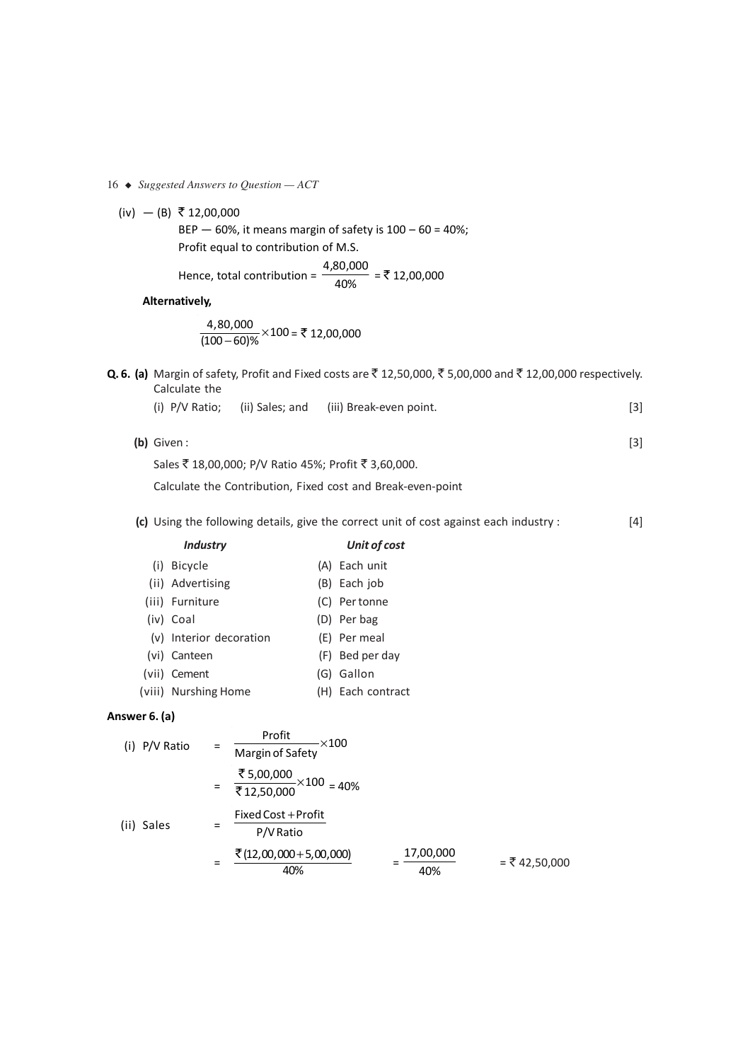(iv) — (B) ₹ 12,00,000

BEP — 60%, it means margin of safety is 100 – 60 = 40%;

Profit equal to contribution of M.S.

Hence, total contribution = $\frac{4,80,000}{40\%}$ = ₹ 12,00,000

**Alternatively,**

$$\frac{4,80,000}{(100-60)\%} \times 100 = ₹\ 12,00,000$$

**Q. 6. (a)** Margin of safety, Profit and Fixed costs are ₹ 12,50,000, ₹ 5,00,000 and ₹ 12,00,000 respectively. Calculate the

(i) P/V Ratio; (ii) Sales; and (iii) Break-even point. [3]

**(b)** Given : [3]

Sales ₹ 18,00,000; P/V Ratio 45%; Profit ₹ 3,60,000.

Calculate the Contribution, Fixed cost and Break-even-point

**(c)** Using the following details, give the correct unit of cost against each industry : [4]

| *Industry* | *Unit of cost* |
|---|---|
| (i) Bicycle | (A) Each unit |
| (ii) Advertising | (B) Each job |
| (iii) Furniture | (C) Per tonne |
| (iv) Coal | (D) Per bag |
| (v) Interior decoration | (E) Per meal |
| (vi) Canteen | (F) Bed per day |
| (vii) Cement | (G) Gallon |
| (viii) Nursing Home | (H) Each contract |

**Answer 6. (a)**

(i) P/V Ratio $= \frac{\text{Profit}}{\text{Margin of Safety}} \times 100$

$= \frac{₹\,5,00,000}{₹\,12,50,000} \times 100 = 40\%$

(ii) Sales $= \frac{\text{Fixed Cost} + \text{Profit}}{\text{P/V Ratio}}$

$= \frac{₹\,(12,00,000 + 5,00,000)}{40\%} = \frac{17,00,000}{40\%} = ₹\ 42,50,000$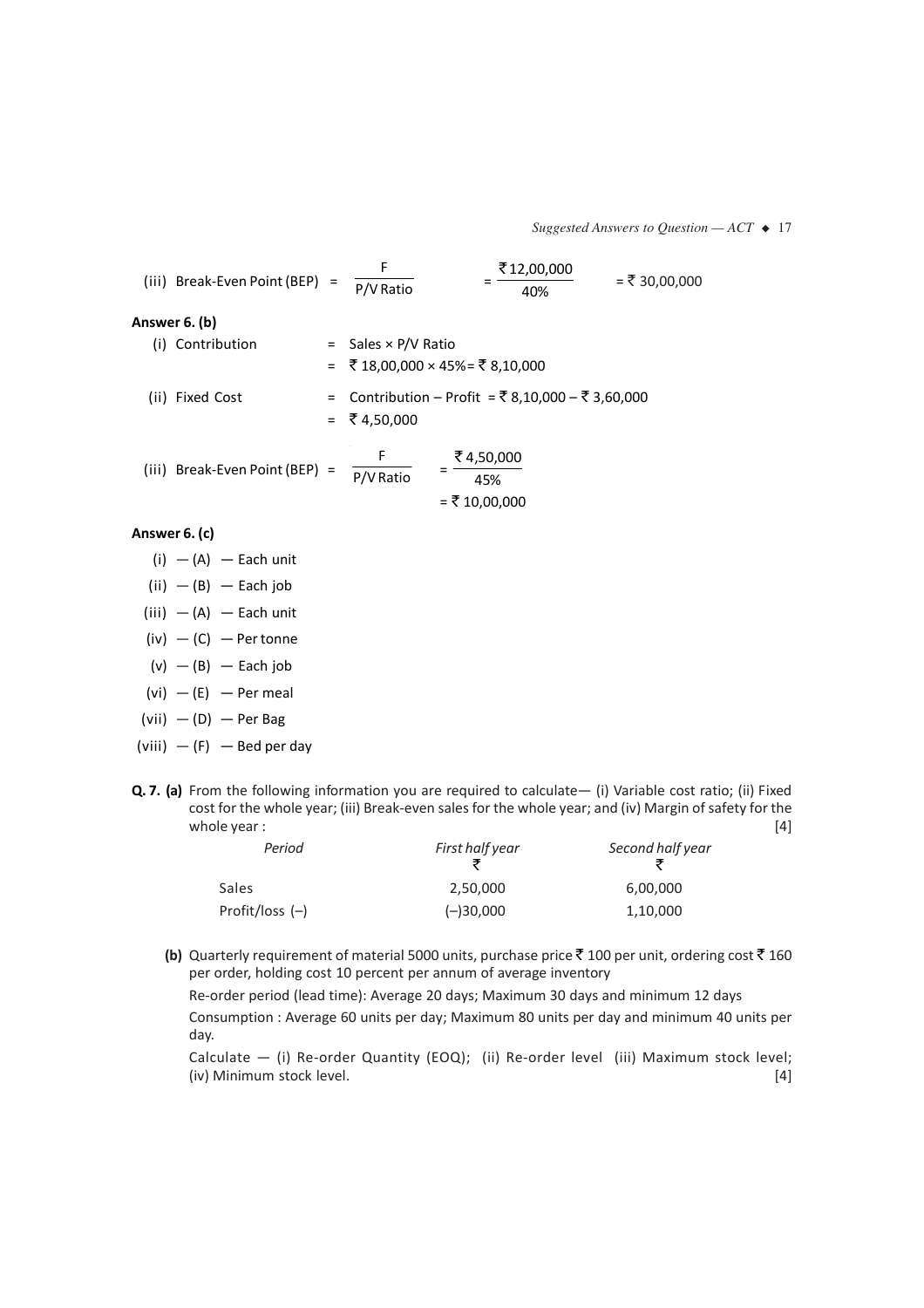(iii) Break-Even Point (BEP) $= \dfrac{F}{P/V\ Ratio} = \dfrac{₹\,12,00,000}{40\%} = ₹\,30,00,000$

**Answer 6. (b)**

(i) Contribution = Sales × P/V Ratio
= ₹ 18,00,000 × 45% = ₹ 8,10,000

(ii) Fixed Cost = Contribution – Profit = ₹ 8,10,000 – ₹ 3,60,000
= ₹ 4,50,000

(iii) Break-Even Point (BEP) $= \dfrac{F}{P/V\ Ratio} = \dfrac{₹\,4,50,000}{45\%}$
= ₹ 10,00,000

**Answer 6. (c)**

(i) — (A) — Each unit
(ii) — (B) — Each job
(iii) — (A) — Each unit
(iv) — (C) — Per tonne
(v) — (B) — Each job
(vi) — (E) — Per meal
(vii) — (D) — Per Bag
(viii) — (F) — Bed per day

**Q. 7. (a)** From the following information you are required to calculate— (i) Variable cost ratio; (ii) Fixed cost for the whole year; (iii) Break-even sales for the whole year; and (iv) Margin of safety for the whole year : [4]

| *Period* | *First half year* ₹ | *Second half year* ₹ |
|---|---|---|
| Sales | 2,50,000 | 6,00,000 |
| Profit/loss (–) | (–)30,000 | 1,10,000 |

**(b)** Quarterly requirement of material 5000 units, purchase price ₹ 100 per unit, ordering cost ₹ 160 per order, holding cost 10 percent per annum of average inventory

Re-order period (lead time): Average 20 days; Maximum 30 days and minimum 12 days

Consumption : Average 60 units per day; Maximum 80 units per day and minimum 40 units per day.

Calculate — (i) Re-order Quantity (EOQ); (ii) Re-order level (iii) Maximum stock level; (iv) Minimum stock level. [4]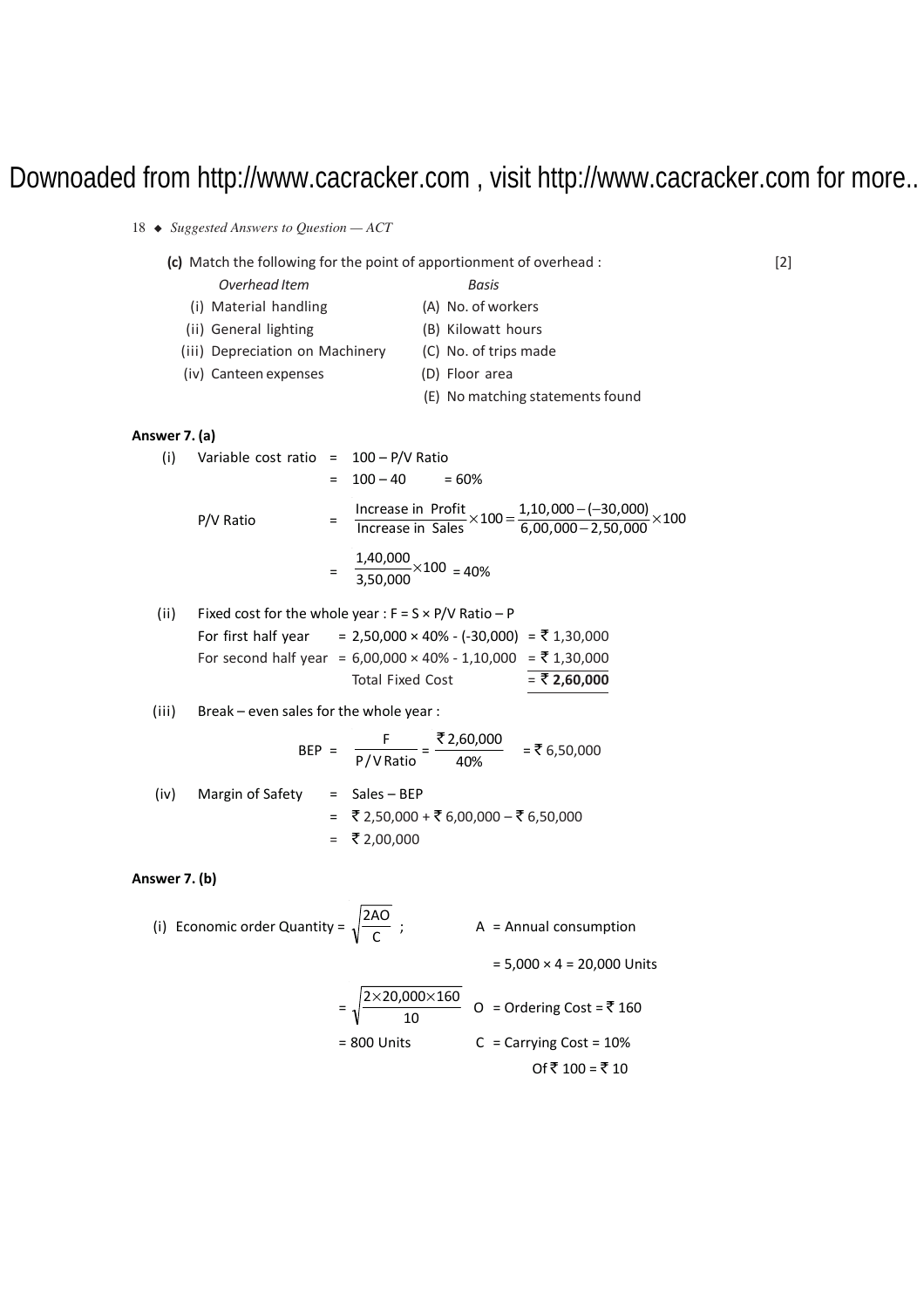Downoaded from http://www.cacracker.com , visit http://www.cacracker.com for more..

**(c)** Match the following for the point of apportionment of overhead : [2]

| *Overhead Item* | *Basis* |
|---|---|
| (i) Material handling | (A) No. of workers |
| (ii) General lighting | (B) Kilowatt hours |
| (iii) Depreciation on Machinery | (C) No. of trips made |
| (iv) Canteen expenses | (D) Floor area |
| | (E) No matching statements found |

**Answer 7. (a)**

(i) Variable cost ratio = 100 – P/V Ratio

= 100 – 40 = 60%

$$\text{P/V Ratio} = \frac{\text{Increase in Profit}}{\text{Increase in Sales}} \times 100 = \frac{1,10,000-(-30,000)}{6,00,000-2,50,000} \times 100$$

$$= \frac{1,40,000}{3,50,000} \times 100 = 40\%$$

(ii) Fixed cost for the whole year : F = S × P/V Ratio – P

For first half year = 2,50,000 × 40% - (-30,000) = ₹ 1,30,000

For second half year = 6,00,000 × 40% - 1,10,000 = ₹ 1,30,000

Total Fixed Cost = **₹ 2,60,000**

(iii) Break – even sales for the whole year :

$$\text{BEP} = \frac{F}{\text{P/V Ratio}} = \frac{₹\,2,60,000}{40\%} = ₹\,6,50,000$$

(iv) Margin of Safety = Sales – BEP

= ₹ 2,50,000 + ₹ 6,00,000 – ₹ 6,50,000

= ₹ 2,00,000

**Answer 7. (b)**

(i) Economic order Quantity = $\sqrt{\frac{2AO}{C}}$ ; A = Annual consumption

= 5,000 × 4 = 20,000 Units

$= \sqrt{\frac{2 \times 20,000 \times 160}{10}}$ O = Ordering Cost = ₹ 160

= 800 Units C = Carrying Cost = 10% Of ₹ 100 = ₹ 10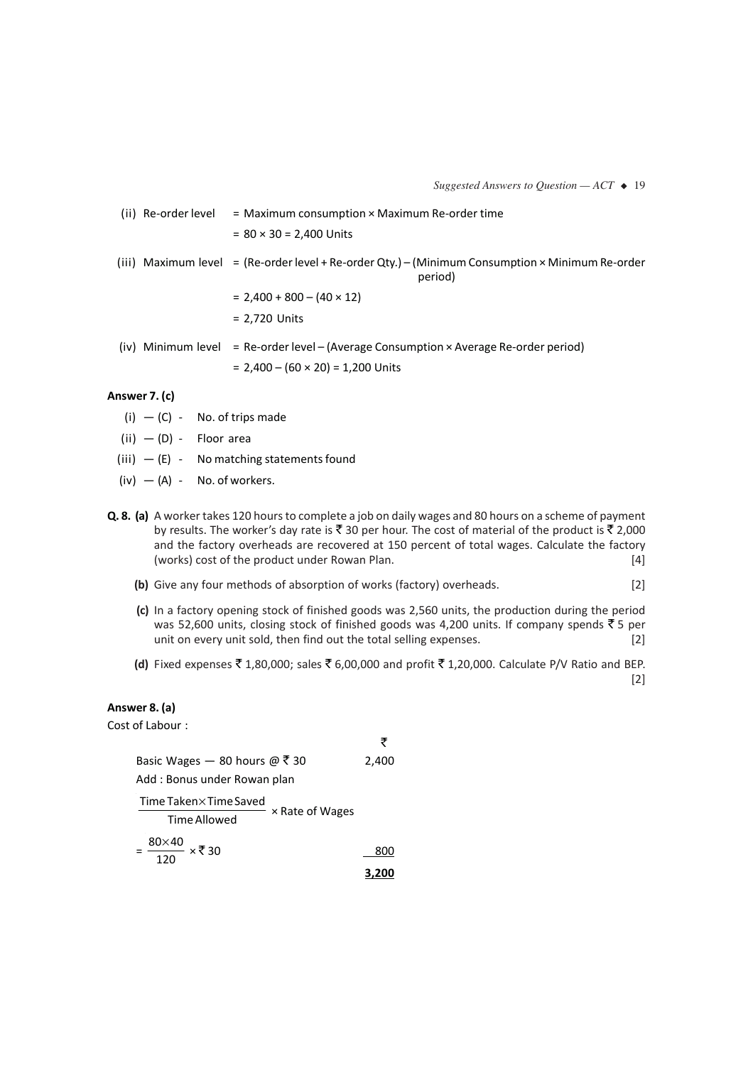(ii) Re-order level = Maximum consumption × Maximum Re-order time

= 80 × 30 = 2,400 Units

(iii) Maximum level = (Re-order level + Re-order Qty.) – (Minimum Consumption × Minimum Re-order period)

= 2,400 + 800 – (40 × 12)

= 2,720 Units

(iv) Minimum level = Re-order level – (Average Consumption × Average Re-order period)

= 2,400 – (60 × 20) = 1,200 Units

**Answer 7. (c)**

(i) — (C) - No. of trips made

(ii) — (D) - Floor area

(iii) — (E) - No matching statements found

(iv) — (A) - No. of workers.

**Q. 8. (a)** A worker takes 120 hours to complete a job on daily wages and 80 hours on a scheme of payment by results. The worker's day rate is ₹ 30 per hour. The cost of material of the product is ₹ 2,000 and the factory overheads are recovered at 150 percent of total wages. Calculate the factory (works) cost of the product under Rowan Plan. [4]

**(b)** Give any four methods of absorption of works (factory) overheads. [2]

**(c)** In a factory opening stock of finished goods was 2,560 units, the production during the period was 52,600 units, closing stock of finished goods was 4,200 units. If company spends ₹ 5 per unit on every unit sold, then find out the total selling expenses. [2]

**(d)** Fixed expenses ₹ 1,80,000; sales ₹ 6,00,000 and profit ₹ 1,20,000. Calculate P/V Ratio and BEP. [2]

**Answer 8. (a)**

Cost of Labour :

| | ₹ |
|---|---|
| Basic Wages — 80 hours @ ₹ 30 | 2,400 |
| Add : Bonus under Rowan plan | |
| $\frac{\text{Time Taken} \times \text{Time Saved}}{\text{Time Allowed}}$ × Rate of Wages | |
| $= \frac{80 \times 40}{120} \times$ ₹ 30 | 800 |
| | **3,200** |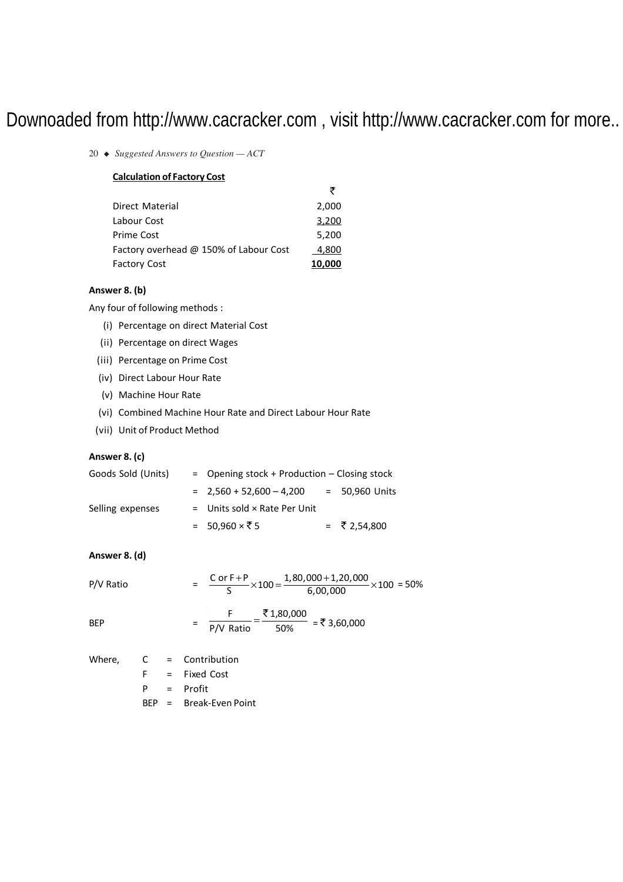**Calculation of Factory Cost**

| | ₹ |
|---|---|
| Direct Material | 2,000 |
| Labour Cost | 3,200 |
| Prime Cost | 5,200 |
| Factory overhead @ 150% of Labour Cost | 4,800 |
| Factory Cost | **10,000** |

**Answer 8. (b)**

Any four of following methods :

(i) Percentage on direct Material Cost

(ii) Percentage on direct Wages

(iii) Percentage on Prime Cost

(iv) Direct Labour Hour Rate

(v) Machine Hour Rate

(vi) Combined Machine Hour Rate and Direct Labour Hour Rate

(vii) Unit of Product Method

**Answer 8. (c)**

Goods Sold (Units) = Opening stock + Production – Closing stock

= 2,560 + 52,600 – 4,200 = 50,960 Units

Selling expenses = Units sold × Rate Per Unit

= 50,960 × ₹ 5 = ₹ 2,54,800

**Answer 8. (d)**

$$\text{P/V Ratio} = \frac{\text{C or F+P}}{\text{S}} \times 100 = \frac{1,80,000 + 1,20,000}{6,00,000} \times 100 = 50\%$$

$$\text{BEP} = \frac{\text{F}}{\text{P/V Ratio}} = \frac{₹\,1,80,000}{50\%} = ₹\,3,60,000$$

Where,

C = Contribution

F = Fixed Cost

P = Profit

BEP = Break-Even Point